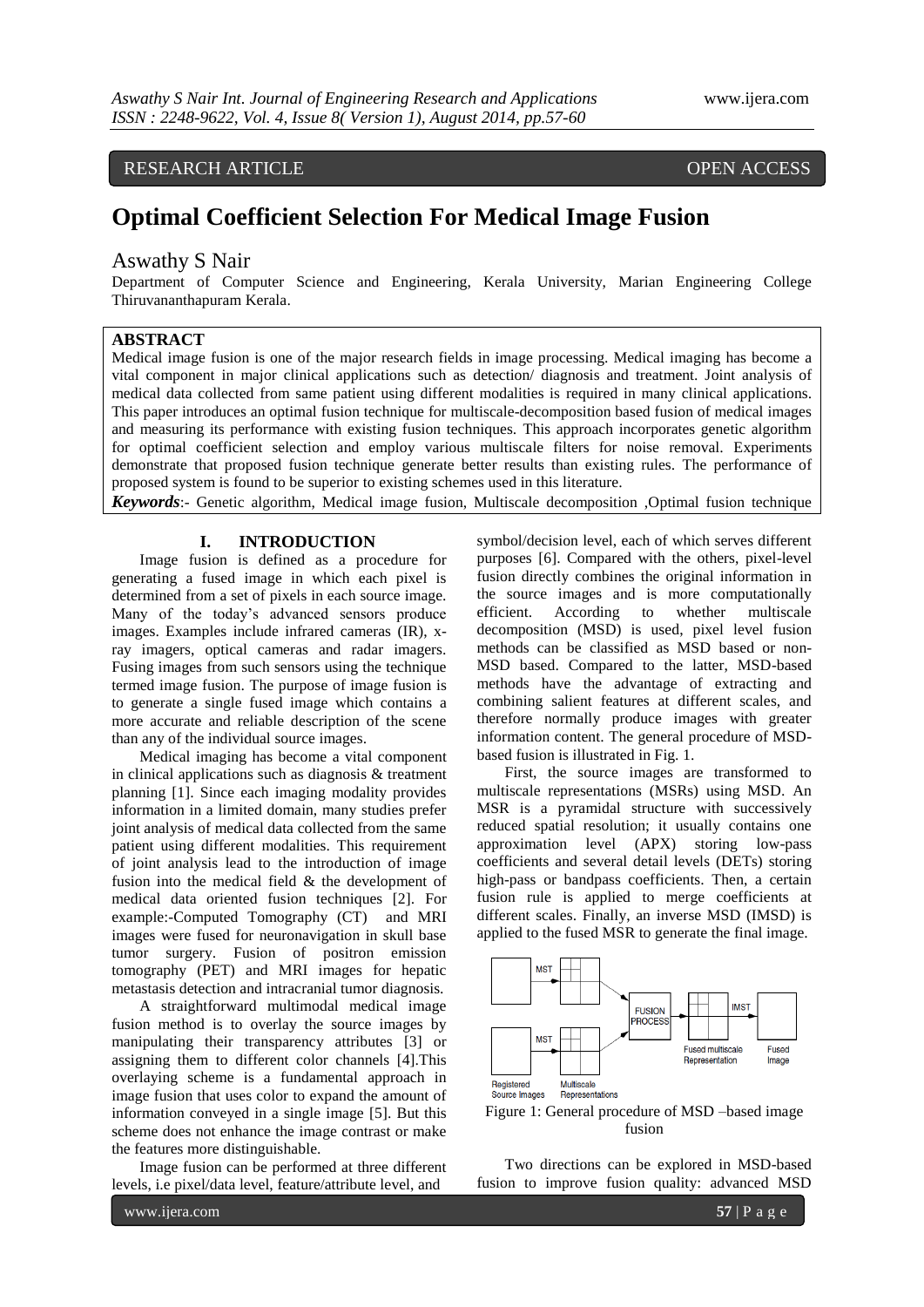RESEARCH ARTICLE OPEN ACCESS

# Optimal Coefficient Selection For Medical Image Fusion

## Aswathy S Nair

Department of Computer Science and Engineering, Kerala University, Marian Engineering College Thiruvananthapuram Kerala.

## ABSTRACT

Medical image fusion is one of the major research fields in image processing. Medical imaging has become a vital component in major clinical applications such as detection/ diagnosis and treatment. Joint analysis of medical data collected from same patient using different modalities is required in many clinical applications. This paper introduces an optimal fusion technique for multiscale-decomposition based fusion of medical images and measuring its performance with existing fusion techniques. This approach incorporates genetic algorithm for optimal coefficient selection and employ various multiscale filters for noise removal. Experiments demonstrate that proposed fusion technique generate better results than existing rules. The performance of proposed system is found to be superior to existing schemes used in this literature.

***Keywords***:- Genetic algorithm, Medical image fusion, Multiscale decomposition ,Optimal fusion technique

## I. INTRODUCTION

Image fusion is defined as a procedure for generating a fused image in which each pixel is determined from a set of pixels in each source image. Many of the today's advanced sensors produce images. Examples include infrared cameras (IR), x-ray imagers, optical cameras and radar imagers. Fusing images from such sensors using the technique termed image fusion. The purpose of image fusion is to generate a single fused image which contains a more accurate and reliable description of the scene than any of the individual source images.

Medical imaging has become a vital component in clinical applications such as diagnosis & treatment planning [1]. Since each imaging modality provides information in a limited domain, many studies prefer joint analysis of medical data collected from the same patient using different modalities. This requirement of joint analysis lead to the introduction of image fusion into the medical field & the development of medical data oriented fusion techniques [2]. For example:-Computed Tomography (CT) and MRI images were fused for neuronavigation in skull base tumor surgery. Fusion of positron emission tomography (PET) and MRI images for hepatic metastasis detection and intracranial tumor diagnosis.

A straightforward multimodal medical image fusion method is to overlay the source images by manipulating their transparency attributes [3] or assigning them to different color channels [4].This overlaying scheme is a fundamental approach in image fusion that uses color to expand the amount of information conveyed in a single image [5]. But this scheme does not enhance the image contrast or make the features more distinguishable.

Image fusion can be performed at three different levels, i.e pixel/data level, feature/attribute level, and symbol/decision level, each of which serves different purposes [6]. Compared with the others, pixel-level fusion directly combines the original information in the source images and is more computationally efficient. According to whether multiscale decomposition (MSD) is used, pixel level fusion methods can be classified as MSD based or non-MSD based. Compared to the latter, MSD-based methods have the advantage of extracting and combining salient features at different scales, and therefore normally produce images with greater information content. The general procedure of MSD-based fusion is illustrated in Fig. 1.

First, the source images are transformed to multiscale representations (MSRs) using MSD. An MSR is a pyramidal structure with successively reduced spatial resolution; it usually contains one approximation level (APX) storing low-pass coefficients and several detail levels (DETs) storing high-pass or bandpass coefficients. Then, a certain fusion rule is applied to merge coefficients at different scales. Finally, an inverse MSD (IMSD) is applied to the fused MSR to generate the final image.

Figure 1: General procedure of MSD –based image fusion

Two directions can be explored in MSD-based fusion to improve fusion quality: advanced MSD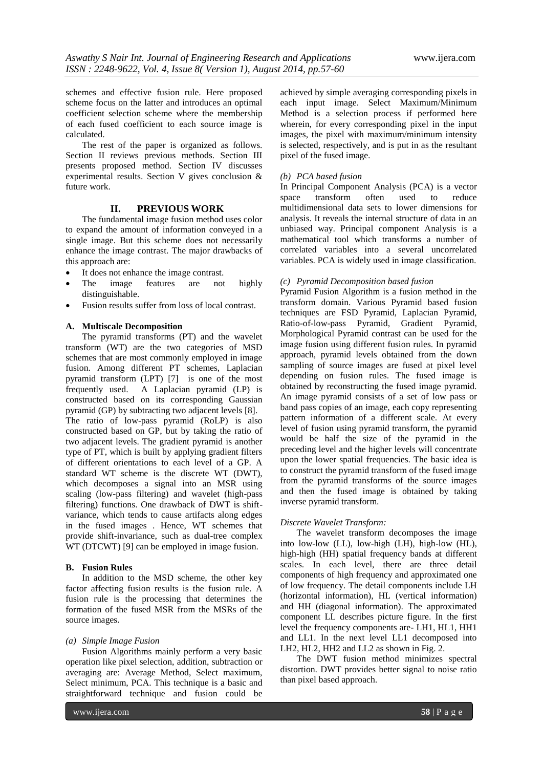schemes and effective fusion rule. Here proposed scheme focus on the latter and introduces an optimal coefficient selection scheme where the membership of each fused coefficient to each source image is calculated.

The rest of the paper is organized as follows. Section II reviews previous methods. Section III presents proposed method. Section IV discusses experimental results. Section V gives conclusion & future work.

## II. PREVIOUS WORK

The fundamental image fusion method uses color to expand the amount of information conveyed in a single image. But this scheme does not necessarily enhance the image contrast. The major drawbacks of this approach are:

- It does not enhance the image contrast.
- The image features are not highly distinguishable.
- Fusion results suffer from loss of local contrast.

### A. Multiscale Decomposition

The pyramid transforms (PT) and the wavelet transform (WT) are the two categories of MSD schemes that are most commonly employed in image fusion. Among different PT schemes, Laplacian pyramid transform (LPT) [7] is one of the most frequently used. A Laplacian pyramid (LP) is constructed based on its corresponding Gaussian pyramid (GP) by subtracting two adjacent levels [8]. The ratio of low-pass pyramid (RoLP) is also constructed based on GP, but by taking the ratio of two adjacent levels. The gradient pyramid is another type of PT, which is built by applying gradient filters of different orientations to each level of a GP. A standard WT scheme is the discrete WT (DWT), which decomposes a signal into an MSR using scaling (low-pass filtering) and wavelet (high-pass filtering) functions. One drawback of DWT is shift-variance, which tends to cause artifacts along edges in the fused images . Hence, WT schemes that provide shift-invariance, such as dual-tree complex WT (DTCWT) [9] can be employed in image fusion.

### B. Fusion Rules

In addition to the MSD scheme, the other key factor affecting fusion results is the fusion rule. A fusion rule is the processing that determines the formation of the fused MSR from the MSRs of the source images.

*(a) Simple Image Fusion*

Fusion Algorithms mainly perform a very basic operation like pixel selection, addition, subtraction or averaging are: Average Method, Select maximum, Select minimum, PCA. This technique is a basic and straightforward technique and fusion could be achieved by simple averaging corresponding pixels in each input image. Select Maximum/Minimum Method is a selection process if performed here wherein, for every corresponding pixel in the input images, the pixel with maximum/minimum intensity is selected, respectively, and is put in as the resultant pixel of the fused image.

*(b) PCA based fusion*

In Principal Component Analysis (PCA) is a vector space transform often used to reduce multidimensional data sets to lower dimensions for analysis. It reveals the internal structure of data in an unbiased way. Principal component Analysis is a mathematical tool which transforms a number of correlated variables into a several uncorrelated variables. PCA is widely used in image classification.

*(c) Pyramid Decomposition based fusion*

Pyramid Fusion Algorithm is a fusion method in the transform domain. Various Pyramid based fusion techniques are FSD Pyramid, Laplacian Pyramid, Ratio-of-low-pass Pyramid, Gradient Pyramid, Morphological Pyramid contrast can be used for the image fusion using different fusion rules. In pyramid approach, pyramid levels obtained from the down sampling of source images are fused at pixel level depending on fusion rules. The fused image is obtained by reconstructing the fused image pyramid. An image pyramid consists of a set of low pass or band pass copies of an image, each copy representing pattern information of a different scale. At every level of fusion using pyramid transform, the pyramid would be half the size of the pyramid in the preceding level and the higher levels will concentrate upon the lower spatial frequencies. The basic idea is to construct the pyramid transform of the fused image from the pyramid transforms of the source images and then the fused image is obtained by taking inverse pyramid transform.

*Discrete Wavelet Transform:*

The wavelet transform decomposes the image into low-low (LL), low-high (LH), high-low (HL), high-high (HH) spatial frequency bands at different scales. In each level, there are three detail components of high frequency and approximated one of low frequency. The detail components include LH (horizontal information), HL (vertical information) and HH (diagonal information). The approximated component LL describes picture figure. In the first level the frequency components are- LH1, HL1, HH1 and LL1. In the next level LL1 decomposed into LH2, HL2, HH2 and LL2 as shown in Fig. 2.

The DWT fusion method minimizes spectral distortion. DWT provides better signal to noise ratio than pixel based approach.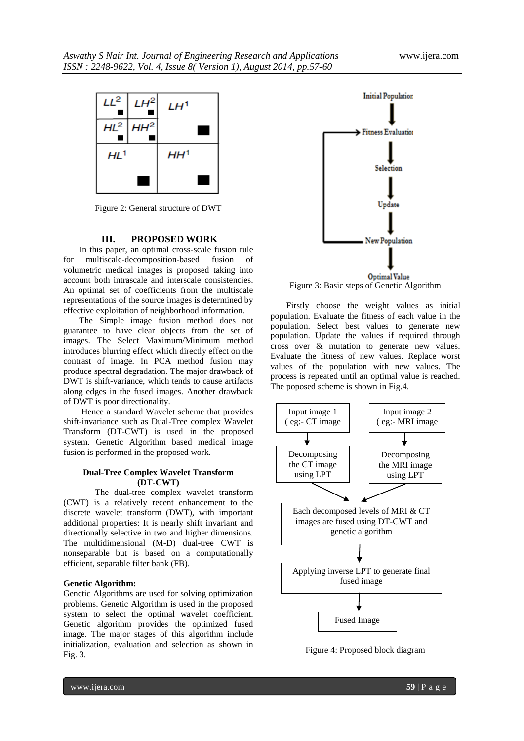| $LL^2$ | $LH^2$ | $LH^1$ |
|---|---|---|
| $HL^2$ | $HH^2$ | |
| $HL^1$ | | $HH^1$ |

Figure 2: General structure of DWT

## III. PROPOSED WORK

In this paper, an optimal cross-scale fusion rule for multiscale-decomposition-based fusion of volumetric medical images is proposed taking into account both intrascale and interscale consistencies. An optimal set of coefficients from the multiscale representations of the source images is determined by effective exploitation of neighborhood information.

The Simple image fusion method does not guarantee to have clear objects from the set of images. The Select Maximum/Minimum method introduces blurring effect which directly effect on the contrast of image. In PCA method fusion may produce spectral degradation. The major drawback of DWT is shift-variance, which tends to cause artifacts along edges in the fused images. Another drawback of DWT is poor directionality.

Hence a standard Wavelet scheme that provides shift-invariance such as Dual-Tree complex Wavelet Transform (DT-CWT) is used in the proposed system. Genetic Algorithm based medical image fusion is performed in the proposed work.

### Dual-Tree Complex Wavelet Transform (DT-CWT)

The dual-tree complex wavelet transform (CWT) is a relatively recent enhancement to the discrete wavelet transform (DWT), with important additional properties: It is nearly shift invariant and directionally selective in two and higher dimensions. The multidimensional (M-D) dual-tree CWT is nonseparable but is based on a computationally efficient, separable filter bank (FB).

### Genetic Algorithm:

Genetic Algorithms are used for solving optimization problems. Genetic Algorithm is used in the proposed system to select the optimal wavelet coefficient. Genetic algorithm provides the optimized fused image. The major stages of this algorithm include initialization, evaluation and selection as shown in Fig. 3.

Initial Population → Fitness Evaluation → Selection → Update → New Population → (loop back to Fitness Evaluation) → Optimal Value

Figure 3: Basic steps of Genetic Algorithm

Firstly choose the weight values as initial population. Evaluate the fitness of each value in the population. Select best values to generate new population. Update the values if required through cross over & mutation to generate new values. Evaluate the fitness of new values. Replace worst values of the population with new values. The process is repeated until an optimal value is reached. The poposed scheme is shown in Fig.4.

Input image 1 ( eg:- CT image → Decomposing the CT image using LPT

Input image 2 ( eg:- MRI image → Decomposing the MRI image using LPT

→ Each decomposed levels of MRI & CT images are fused using DT-CWT and genetic algorithm → Applying inverse LPT to generate final fused image → Fused Image

Figure 4: Proposed block diagram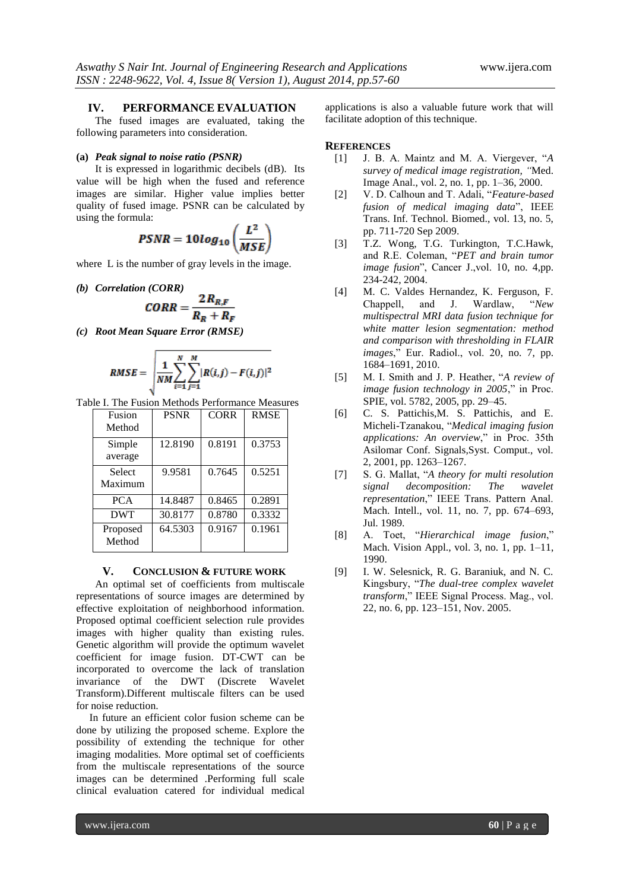## IV. PERFORMANCE EVALUATION

The fused images are evaluated, taking the following parameters into consideration.

### (a) *Peak signal to noise ratio (PSNR)*

It is expressed in logarithmic decibels (dB). Its value will be high when the fused and reference images are similar. Higher value implies better quality of fused image. PSNR can be calculated by using the formula:

$$PSNR = 10log_{10}\left(\frac{L^2}{MSE}\right)$$

where L is the number of gray levels in the image.

### *(b) Correlation (CORR)*

$$CORR = \frac{2R_{R,F}}{R_R + R_F}$$

### *(c) Root Mean Square Error (RMSE)*

$$RMSE = \sqrt{\frac{1}{NM}\sum_{i=1}^{N}\sum_{j=1}^{M}|R(i,j) - F(i,j)|^2}$$

Table I. The Fusion Methods Performance Measures

| Fusion Method | PSNR | CORR | RMSE |
|---|---|---|---|
| Simple average | 12.8190 | 0.8191 | 0.3753 |
| Select Maximum | 9.9581 | 0.7645 | 0.5251 |
| PCA | 14.8487 | 0.8465 | 0.2891 |
| DWT | 30.8177 | 0.8780 | 0.3332 |
| Proposed Method | 64.5303 | 0.9167 | 0.1961 |

## V. CONCLUSION & FUTURE WORK

An optimal set of coefficients from multiscale representations of source images are determined by effective exploitation of neighborhood information. Proposed optimal coefficient selection rule provides images with higher quality than existing rules. Genetic algorithm will provide the optimum wavelet coefficient for image fusion. DT-CWT can be incorporated to overcome the lack of translation invariance of the DWT (Discrete Wavelet Transform).Different multiscale filters can be used for noise reduction.

In future an efficient color fusion scheme can be done by utilizing the proposed scheme. Explore the possibility of extending the technique for other imaging modalities. More optimal set of coefficients from the multiscale representations of the source images can be determined .Performing full scale clinical evaluation catered for individual medical applications is also a valuable future work that will facilitate adoption of this technique.

## REFERENCES

[1] J. B. A. Maintz and M. A. Viergever, "*A survey of medical image registration, "*Med. Image Anal., vol. 2, no. 1, pp. 1–36, 2000.

[2] V. D. Calhoun and T. Adali, "*Feature-based fusion of medical imaging data*", IEEE Trans. Inf. Technol. Biomed., vol. 13, no. 5, pp. 711-720 Sep 2009.

[3] T.Z. Wong, T.G. Turkington, T.C.Hawk, and R.E. Coleman, "*PET and brain tumor image fusion*", Cancer J.,vol. 10, no. 4,pp. 234-242, 2004.

[4] M. C. Valdes Hernandez, K. Ferguson, F. Chappell, and J. Wardlaw, "*New multispectral MRI data fusion technique for white matter lesion segmentation: method and comparison with thresholding in FLAIR images*," Eur. Radiol., vol. 20, no. 7, pp. 1684–1691, 2010.

[5] M. I. Smith and J. P. Heather, "*A review of image fusion technology in 2005*," in Proc. SPIE, vol. 5782, 2005, pp. 29–45.

[6] C. S. Pattichis,M. S. Pattichis, and E. Micheli-Tzanakou, "*Medical imaging fusion applications: An overview*," in Proc. 35th Asilomar Conf. Signals,Syst. Comput., vol. 2, 2001, pp. 1263–1267.

[7] S. G. Mallat, "*A theory for multi resolution signal decomposition: The wavelet representation*," IEEE Trans. Pattern Anal. Mach. Intell., vol. 11, no. 7, pp. 674–693, Jul. 1989.

[8] A. Toet, "*Hierarchical image fusion*," Mach. Vision Appl., vol. 3, no. 1, pp. 1–11, 1990.

[9] I. W. Selesnick, R. G. Baraniuk, and N. C. Kingsbury, "*The dual-tree complex wavelet transform*," IEEE Signal Process. Mag., vol. 22, no. 6, pp. 123–151, Nov. 2005.